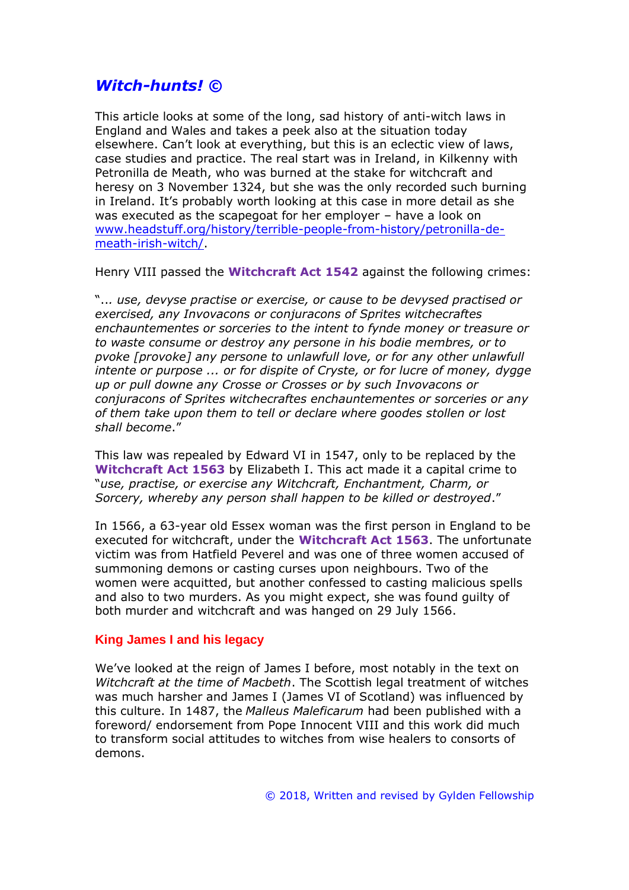# *Witch-hunts!* ©

This article looks at some of the long, sad history of anti-witch laws in England and Wales and takes a peek also at the situation today elsewhere. Can't look at everything, but this is an eclectic view of laws, case studies and practice. The real start was in Ireland, in Kilkenny with Petronilla de Meath, who was burned at the stake for witchcraft and heresy on 3 November 1324, but she was the only recorded such burning in Ireland. It's probably worth looking at this case in more detail as she was executed as the scapegoat for her employer – have a look on www.headstuff.org/history/terrible-people-from-history/petronilla-de-meath-irish-witch/.

Henry VIII passed the **Witchcraft Act 1542** against the following crimes:

"*... use, devyse practise or exercise, or cause to be devysed practised or exercised, any Invovacons or conjuracons of Sprites witchecraftes enchauntementes or sorceries to the intent to fynde money or treasure or to waste consume or destroy any persone in his bodie membres, or to pvoke [provoke] any persone to unlawfull love, or for any other unlawfull intente or purpose ... or for dispite of Cryste, or for lucre of money, dygge up or pull downe any Crosse or Crosses or by such Invovacons or conjuracons of Sprites witchecraftes enchauntementes or sorceries or any of them take upon them to tell or declare where goodes stollen or lost shall become*."

This law was repealed by Edward VI in 1547, only to be replaced by the **Witchcraft Act 1563** by Elizabeth I. This act made it a capital crime to "*use, practise, or exercise any Witchcraft, Enchantment, Charm, or Sorcery, whereby any person shall happen to be killed or destroyed*."

In 1566, a 63-year old Essex woman was the first person in England to be executed for witchcraft, under the **Witchcraft Act 1563**. The unfortunate victim was from Hatfield Peverel and was one of three women accused of summoning demons or casting curses upon neighbours. Two of the women were acquitted, but another confessed to casting malicious spells and also to two murders. As you might expect, she was found guilty of both murder and witchcraft and was hanged on 29 July 1566.

## King James I and his legacy

We've looked at the reign of James I before, most notably in the text on *Witchcraft at the time of Macbeth*. The Scottish legal treatment of witches was much harsher and James I (James VI of Scotland) was influenced by this culture. In 1487, the *Malleus Maleficarum* had been published with a foreword/ endorsement from Pope Innocent VIII and this work did much to transform social attitudes to witches from wise healers to consorts of demons.

© 2018, Written and revised by Gylden Fellowship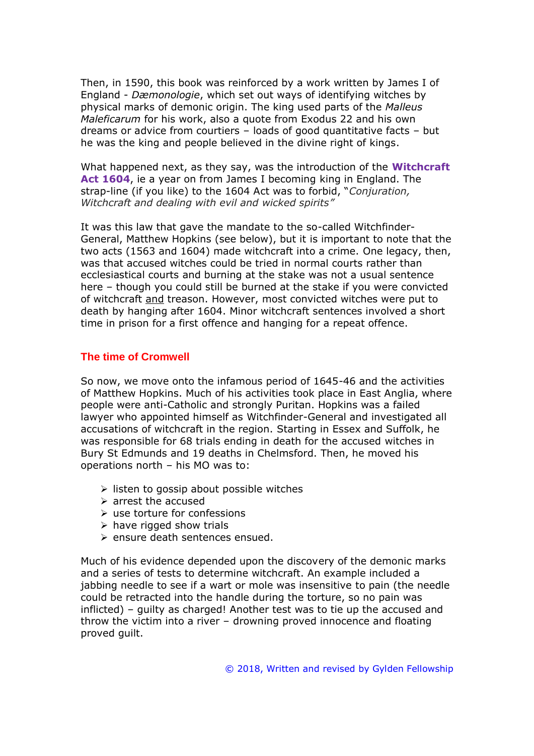Then, in 1590, this book was reinforced by a work written by James I of England - *Dæmonologie*, which set out ways of identifying witches by physical marks of demonic origin. The king used parts of the *Malleus Maleficarum* for his work, also a quote from Exodus 22 and his own dreams or advice from courtiers – loads of good quantitative facts – but he was the king and people believed in the divine right of kings.

What happened next, as they say, was the introduction of the **Witchcraft Act 1604**, ie a year on from James I becoming king in England. The strap-line (if you like) to the 1604 Act was to forbid, "*Conjuration, Witchcraft and dealing with evil and wicked spirits"*

It was this law that gave the mandate to the so-called Witchfinder-General, Matthew Hopkins (see below), but it is important to note that the two acts (1563 and 1604) made witchcraft into a crime. One legacy, then, was that accused witches could be tried in normal courts rather than ecclesiastical courts and burning at the stake was not a usual sentence here – though you could still be burned at the stake if you were convicted of witchcraft <u>and</u> treason. However, most convicted witches were put to death by hanging after 1604. Minor witchcraft sentences involved a short time in prison for a first offence and hanging for a repeat offence.

## The time of Cromwell

So now, we move onto the infamous period of 1645-46 and the activities of Matthew Hopkins. Much of his activities took place in East Anglia, where people were anti-Catholic and strongly Puritan. Hopkins was a failed lawyer who appointed himself as Witchfinder-General and investigated all accusations of witchcraft in the region. Starting in Essex and Suffolk, he was responsible for 68 trials ending in death for the accused witches in Bury St Edmunds and 19 deaths in Chelmsford. Then, he moved his operations north – his MO was to:

- listen to gossip about possible witches
- arrest the accused
- use torture for confessions
- have rigged show trials
- ensure death sentences ensued.

Much of his evidence depended upon the discovery of the demonic marks and a series of tests to determine witchcraft. An example included a jabbing needle to see if a wart or mole was insensitive to pain (the needle could be retracted into the handle during the torture, so no pain was inflicted) – guilty as charged! Another test was to tie up the accused and throw the victim into a river – drowning proved innocence and floating proved guilt.

© 2018, Written and revised by Gylden Fellowship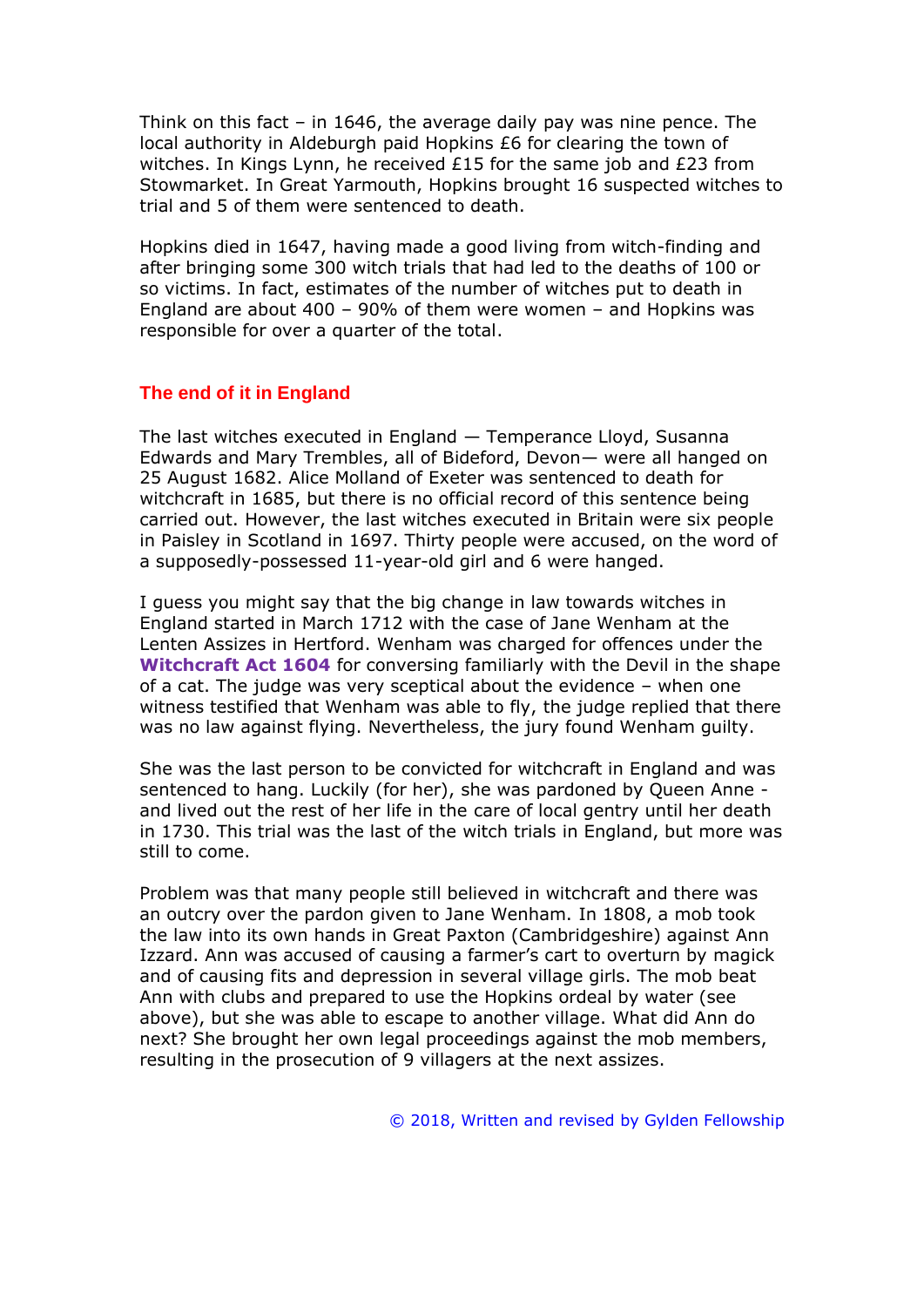Think on this fact – in 1646, the average daily pay was nine pence. The local authority in Aldeburgh paid Hopkins £6 for clearing the town of witches. In Kings Lynn, he received £15 for the same job and £23 from Stowmarket. In Great Yarmouth, Hopkins brought 16 suspected witches to trial and 5 of them were sentenced to death.

Hopkins died in 1647, having made a good living from witch-finding and after bringing some 300 witch trials that had led to the deaths of 100 or so victims. In fact, estimates of the number of witches put to death in England are about 400 – 90% of them were women – and Hopkins was responsible for over a quarter of the total.

## The end of it in England

The last witches executed in England — Temperance Lloyd, Susanna Edwards and Mary Trembles, all of Bideford, Devon— were all hanged on 25 August 1682. Alice Molland of Exeter was sentenced to death for witchcraft in 1685, but there is no official record of this sentence being carried out. However, the last witches executed in Britain were six people in Paisley in Scotland in 1697. Thirty people were accused, on the word of a supposedly-possessed 11-year-old girl and 6 were hanged.

I guess you might say that the big change in law towards witches in England started in March 1712 with the case of Jane Wenham at the Lenten Assizes in Hertford. Wenham was charged for offences under the **Witchcraft Act 1604** for conversing familiarly with the Devil in the shape of a cat. The judge was very sceptical about the evidence – when one witness testified that Wenham was able to fly, the judge replied that there was no law against flying. Nevertheless, the jury found Wenham guilty.

She was the last person to be convicted for witchcraft in England and was sentenced to hang. Luckily (for her), she was pardoned by Queen Anne - and lived out the rest of her life in the care of local gentry until her death in 1730. This trial was the last of the witch trials in England, but more was still to come.

Problem was that many people still believed in witchcraft and there was an outcry over the pardon given to Jane Wenham. In 1808, a mob took the law into its own hands in Great Paxton (Cambridgeshire) against Ann Izzard. Ann was accused of causing a farmer's cart to overturn by magick and of causing fits and depression in several village girls. The mob beat Ann with clubs and prepared to use the Hopkins ordeal by water (see above), but she was able to escape to another village. What did Ann do next? She brought her own legal proceedings against the mob members, resulting in the prosecution of 9 villagers at the next assizes.

© 2018, Written and revised by Gylden Fellowship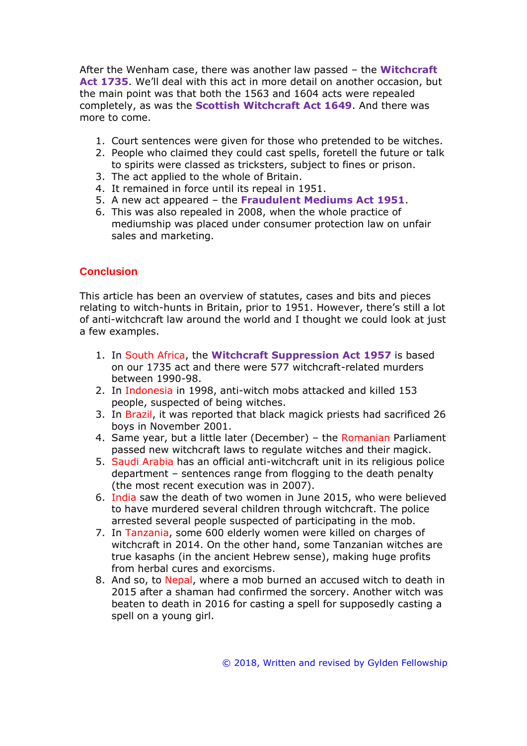After the Wenham case, there was another law passed – the **Witchcraft Act 1735**. We'll deal with this act in more detail on another occasion, but the main point was that both the 1563 and 1604 acts were repealed completely, as was the **Scottish Witchcraft Act 1649**. And there was more to come.

1. Court sentences were given for those who pretended to be witches.
2. People who claimed they could cast spells, foretell the future or talk to spirits were classed as tricksters, subject to fines or prison.
3. The act applied to the whole of Britain.
4. It remained in force until its repeal in 1951.
5. A new act appeared – the **Fraudulent Mediums Act 1951**.
6. This was also repealed in 2008, when the whole practice of mediumship was placed under consumer protection law on unfair sales and marketing.

## Conclusion

This article has been an overview of statutes, cases and bits and pieces relating to witch-hunts in Britain, prior to 1951. However, there's still a lot of anti-witchcraft law around the world and I thought we could look at just a few examples.

1. In South Africa, the **Witchcraft Suppression Act 1957** is based on our 1735 act and there were 577 witchcraft-related murders between 1990-98.
2. In Indonesia in 1998, anti-witch mobs attacked and killed 153 people, suspected of being witches.
3. In Brazil, it was reported that black magick priests had sacrificed 26 boys in November 2001.
4. Same year, but a little later (December) – the Romanian Parliament passed new witchcraft laws to regulate witches and their magick.
5. Saudi Arabia has an official anti-witchcraft unit in its religious police department – sentences range from flogging to the death penalty (the most recent execution was in 2007).
6. India saw the death of two women in June 2015, who were believed to have murdered several children through witchcraft. The police arrested several people suspected of participating in the mob.
7. In Tanzania, some 600 elderly women were killed on charges of witchcraft in 2014. On the other hand, some Tanzanian witches are true kasaphs (in the ancient Hebrew sense), making huge profits from herbal cures and exorcisms.
8. And so, to Nepal, where a mob burned an accused witch to death in 2015 after a shaman had confirmed the sorcery. Another witch was beaten to death in 2016 for casting a spell for supposedly casting a spell on a young girl.

© 2018, Written and revised by Gylden Fellowship